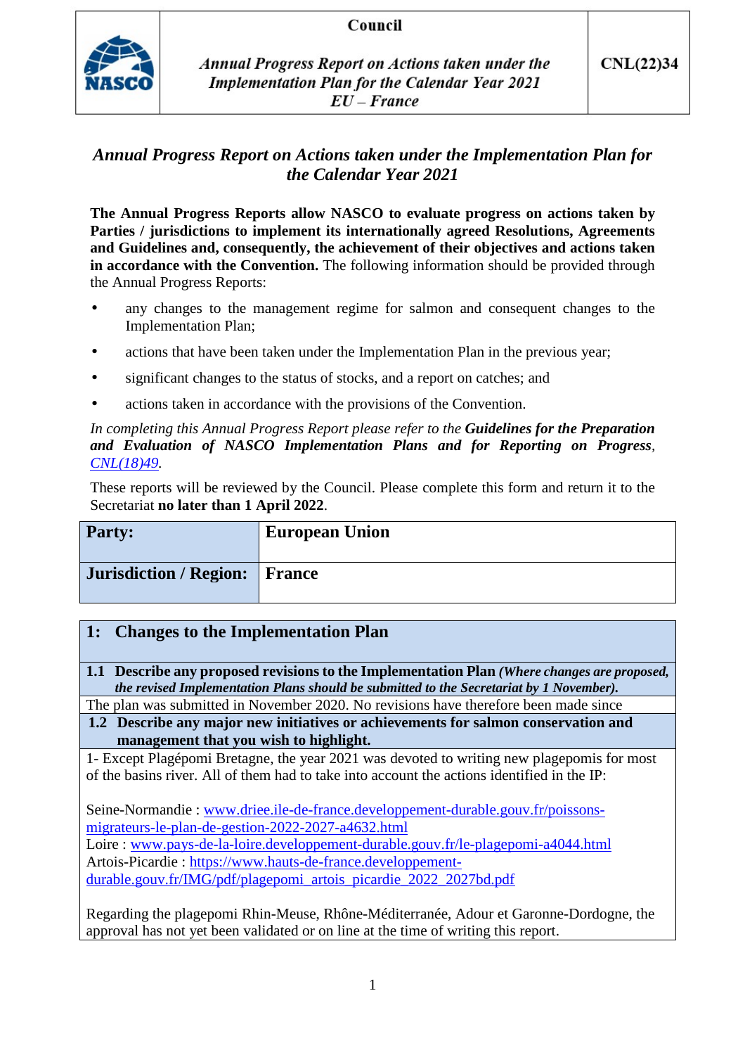| | Council | |
|---|---|---|
| NASCO | *Annual Progress Report on Actions taken under the Implementation Plan for the Calendar Year 2021* *EU – France* | **CNL(22)34** |

# *Annual Progress Report on Actions taken under the Implementation Plan for the Calendar Year 2021*

**The Annual Progress Reports allow NASCO to evaluate progress on actions taken by Parties / jurisdictions to implement its internationally agreed Resolutions, Agreements and Guidelines and, consequently, the achievement of their objectives and actions taken in accordance with the Convention.** The following information should be provided through the Annual Progress Reports:

- any changes to the management regime for salmon and consequent changes to the Implementation Plan;
- actions that have been taken under the Implementation Plan in the previous year;
- significant changes to the status of stocks, and a report on catches; and
- actions taken in accordance with the provisions of the Convention.

*In completing this Annual Progress Report please refer to the* ***Guidelines for the Preparation and Evaluation of NASCO Implementation Plans and for Reporting on Progress****,* *CNL(18)49.*

These reports will be reviewed by the Council. Please complete this form and return it to the Secretariat **no later than 1 April 2022**.

| **Party:** | **European Union** |
|---|---|
| **Jurisdiction / Region:** | **France** |

| **1: Changes to the Implementation Plan** |
|---|
| **1.1 Describe any proposed revisions to the Implementation Plan** ***(Where changes are proposed, the revised Implementation Plans should be submitted to the Secretariat by 1 November).*** |
| The plan was submitted in November 2020. No revisions have therefore been made since |
| **1.2 Describe any major new initiatives or achievements for salmon conservation and management that you wish to highlight.** |
| 1- Except Plagépomi Bretagne, the year 2021 was devoted to writing new plagepomis for most of the basins river. All of them had to take into account the actions identified in the IP:<br><br>Seine-Normandie : www.driee.ile-de-france.developpement-durable.gouv.fr/poissons-migrateurs-le-plan-de-gestion-2022-2027-a4632.html<br>Loire : www.pays-de-la-loire.developpement-durable.gouv.fr/le-plagepomi-a4044.html<br>Artois-Picardie : https://www.hauts-de-france.developpement-durable.gouv.fr/IMG/pdf/plagepomi_artois_picardie_2022_2027bd.pdf<br><br>Regarding the plagepomi Rhin-Meuse, Rhône-Méditerranée, Adour et Garonne-Dordogne, the approval has not yet been validated or on line at the time of writing this report. |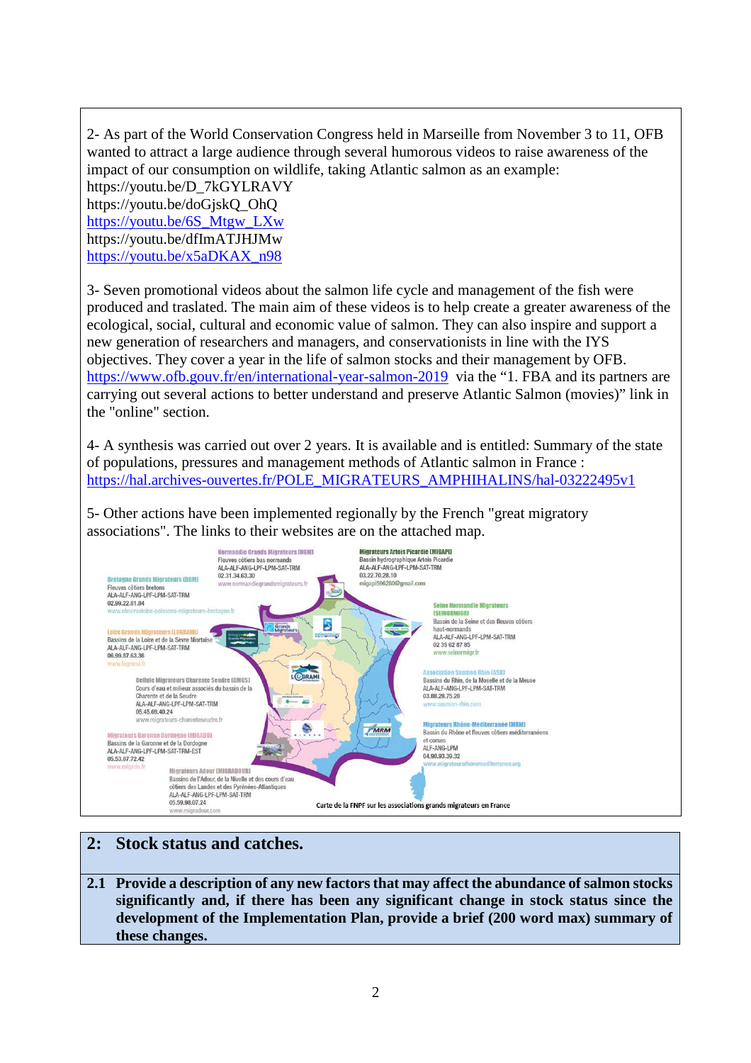2- As part of the World Conservation Congress held in Marseille from November 3 to 11, OFB wanted to attract a large audience through several humorous videos to raise awareness of the impact of our consumption on wildlife, taking Atlantic salmon as an example:
https://youtu.be/D_7kGYLRAVY
https://youtu.be/doGjskQ_OhQ
https://youtu.be/6S_Mtgw_LXw
https://youtu.be/dfImATJHJMw
https://youtu.be/x5aDKAX_n98

3- Seven promotional videos about the salmon life cycle and management of the fish were produced and traslated. The main aim of these videos is to help create a greater awareness of the ecological, social, cultural and economic value of salmon. They can also inspire and support a new generation of researchers and managers, and conservationists in line with the IYS objectives. They cover a year in the life of salmon stocks and their management by OFB. https://www.ofb.gouv.fr/en/international-year-salmon-2019 via the “1. FBA and its partners are carrying out several actions to better understand and preserve Atlantic Salmon (movies)” link in the "online" section.

4- A synthesis was carried out over 2 years. It is available and is entitled: Summary of the state of populations, pressures and management methods of Atlantic salmon in France : https://hal.archives-ouvertes.fr/POLE_MIGRATEURS_AMPHIHALINS/hal-03222495v1

5- Other actions have been implemented regionally by the French "great migratory associations". The links to their websites are on the attached map.

Carte de la FNPF sur les associations grands migrateurs en France

## 2: Stock status and catches.

**2.1 Provide a description of any new factors that may affect the abundance of salmon stocks significantly and, if there has been any significant change in stock status since the development of the Implementation Plan, provide a brief (200 word max) summary of these changes.**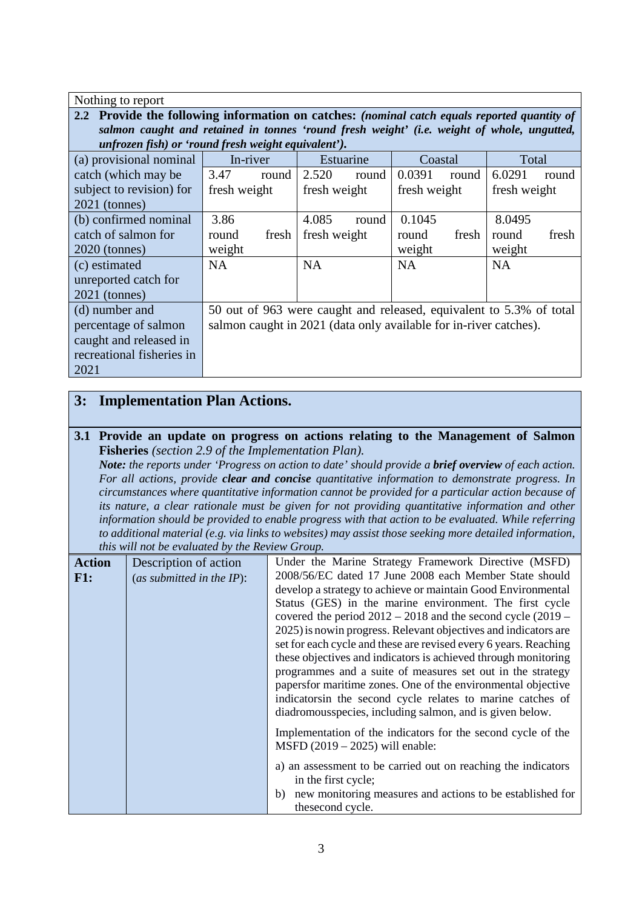Nothing to report

**2.2 Provide the following information on catches:** ***(nominal catch equals reported quantity of salmon caught and retained in tonnes 'round fresh weight' (i.e. weight of whole, ungutted, unfrozen fish) or 'round fresh weight equivalent').***

| | In-river | Estuarine | Coastal | Total |
|---|---|---|---|---|
| (a) provisional nominal catch (which may be subject to revision) for 2021 (tonnes) | 3.47 round fresh weight | 2.520 round fresh weight | 0.0391 round fresh weight | 6.0291 round fresh weight |
| (b) confirmed nominal catch of salmon for 2020 (tonnes) | 3.86 round fresh weight | 4.085 round fresh weight | 0.1045 round fresh weight | 8.0495 round fresh weight |
| (c) estimated unreported catch for 2021 (tonnes) | NA | NA | NA | NA |
| (d) number and percentage of salmon caught and released in recreational fisheries in 2021 | 50 out of 963 were caught and released, equivalent to 5.3% of total salmon caught in 2021 (data only available for in-river catches). | | | |

## 3: Implementation Plan Actions.

**3.1 Provide an update on progress on actions relating to the Management of Salmon Fisheries** *(section 2.9 of the Implementation Plan).*
***Note:*** *the reports under 'Progress on action to date' should provide a* ***brief overview*** *of each action. For all actions, provide* ***clear and concise*** *quantitative information to demonstrate progress. In circumstances where quantitative information cannot be provided for a particular action because of its nature, a clear rationale must be given for not providing quantitative information and other information should be provided to enable progress with that action to be evaluated. While referring to additional material (e.g. via links to websites) may assist those seeking more detailed information, this will not be evaluated by the Review Group.*

| **Action F1:** | Description of action (*as submitted in the IP*): | Under the Marine Strategy Framework Directive (MSFD) 2008/56/EC dated 17 June 2008 each Member State should develop a strategy to achieve or maintain Good Environmental Status (GES) in the marine environment. The first cycle covered the period 2012 – 2018 and the second cycle (2019 – 2025) is nowin progress. Relevant objectives and indicators are set for each cycle and these are revised every 6 years. Reaching these objectives and indicators is achieved through monitoring programmes and a suite of measures set out in the strategy papersfor maritime zones. One of the environmental objective indicatorsin the second cycle relates to marine catches of diadromousspecies, including salmon, and is given below.<br><br>Implementation of the indicators for the second cycle of the MSFD (2019 – 2025) will enable:<br><br>a) an assessment to be carried out on reaching the indicators in the first cycle;<br>b) new monitoring measures and actions to be established for thesecond cycle. |
|---|---|---|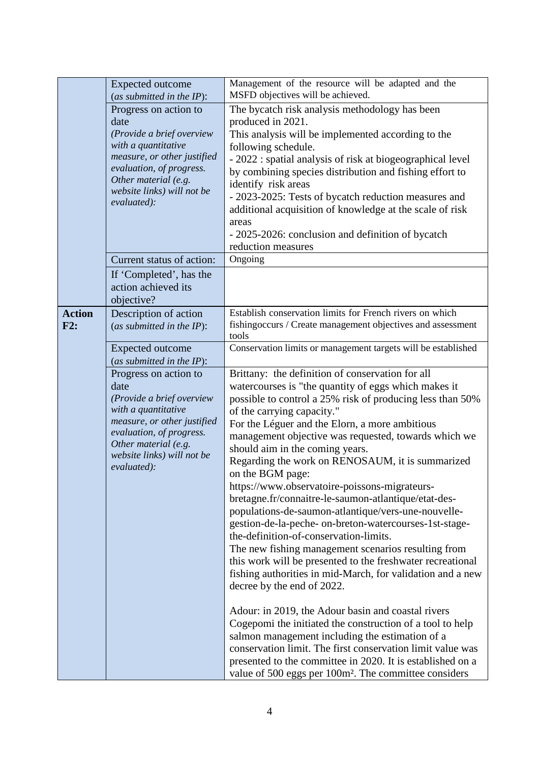| | | |
|---|---|---|
| | Expected outcome (*as submitted in the IP*): | Management of the resource will be adapted and the MSFD objectives will be achieved. |
| | Progress on action to date *(Provide a brief overview with a quantitative measure, or other justified evaluation, of progress. Other material (e.g. website links) will not be evaluated):* | The bycatch risk analysis methodology has been produced in 2021.<br>This analysis will be implemented according to the following schedule.<br>- 2022 : spatial analysis of risk at biogeographical level by combining species distribution and fishing effort to identify risk areas<br>- 2023-2025: Tests of bycatch reduction measures and additional acquisition of knowledge at the scale of risk areas<br>- 2025-2026: conclusion and definition of bycatch reduction measures |
| | Current status of action: | Ongoing |
| | If 'Completed', has the action achieved its objective? | |
| **Action F2:** | Description of action (*as submitted in the IP*): | Establish conservation limits for French rivers on which fishingoccurs / Create management objectives and assessment tools |
| | Expected outcome (*as submitted in the IP*): | Conservation limits or management targets will be established |
| | Progress on action to date *(Provide a brief overview with a quantitative measure, or other justified evaluation, of progress. Other material (e.g. website links) will not be evaluated):* | Brittany: the definition of conservation for all watercourses is "the quantity of eggs which makes it possible to control a 25% risk of producing less than 50% of the carrying capacity."<br>For the Léguer and the Elorn, a more ambitious management objective was requested, towards which we should aim in the coming years.<br>Regarding the work on RENOSAUM, it is summarized on the BGM page: https://www.observatoire-poissons-migrateurs-bretagne.fr/connaitre-le-saumon-atlantique/etat-des-populations-de-saumon-atlantique/vers-une-nouvelle-gestion-de-la-peche- on-breton-watercourses-1st-stage-the-definition-of-conservation-limits.<br>The new fishing management scenarios resulting from this work will be presented to the freshwater recreational fishing authorities in mid-March, for validation and a new decree by the end of 2022.<br><br>Adour: in 2019, the Adour basin and coastal rivers Cogepomi the initiated the construction of a tool to help salmon management including the estimation of a conservation limit. The first conservation limit value was presented to the committee in 2020. It is established on a value of 500 eggs per 100m². The committee considers |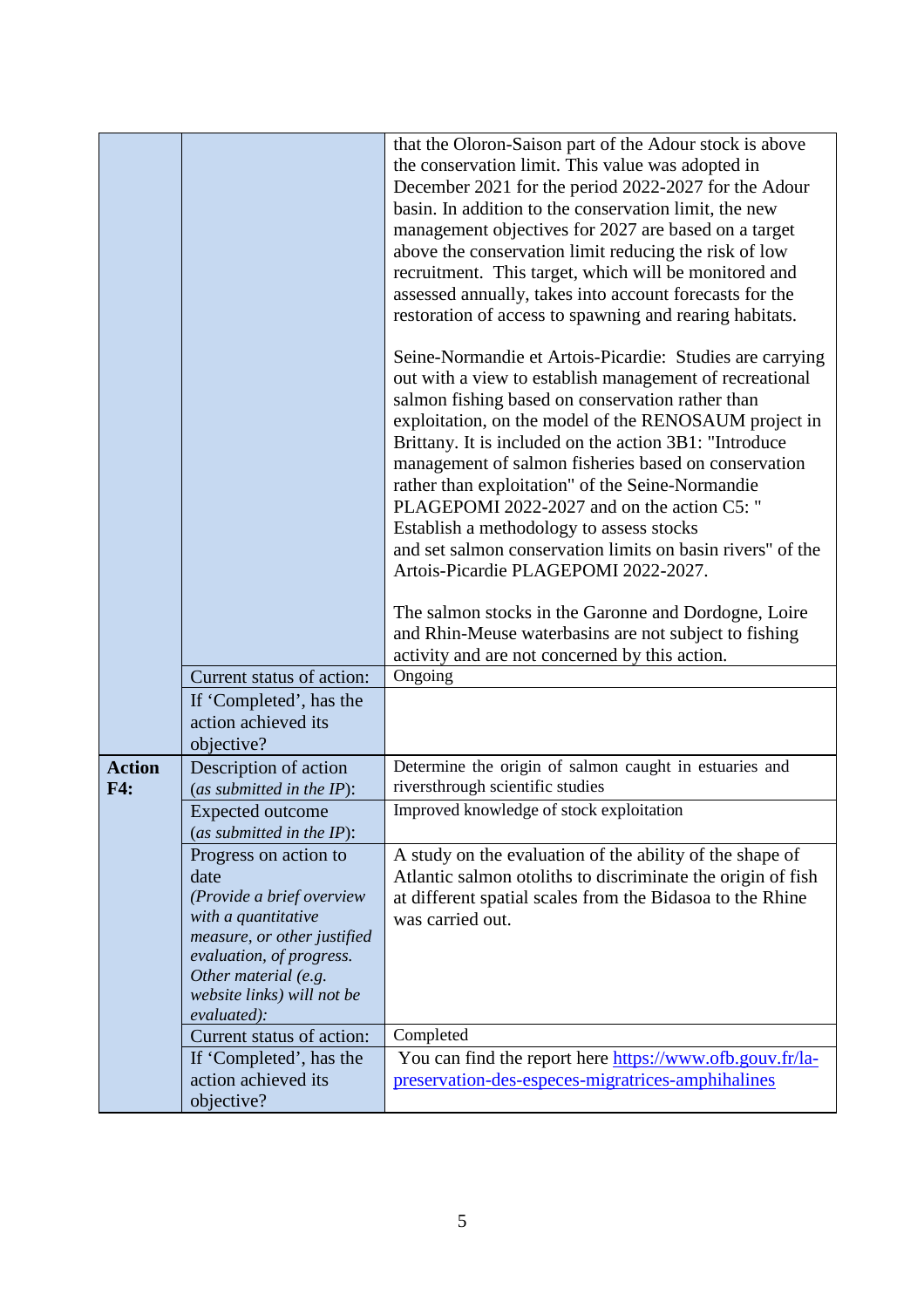|  |  |  |
|---|---|---|
|  |  | that the Oloron-Saison part of the Adour stock is above the conservation limit. This value was adopted in December 2021 for the period 2022-2027 for the Adour basin. In addition to the conservation limit, the new management objectives for 2027 are based on a target above the conservation limit reducing the risk of low recruitment. This target, which will be monitored and assessed annually, takes into account forecasts for the restoration of access to spawning and rearing habitats.<br><br>Seine-Normandie et Artois-Picardie: Studies are carrying out with a view to establish management of recreational salmon fishing based on conservation rather than exploitation, on the model of the RENOSAUM project in Brittany. It is included on the action 3B1: "Introduce management of salmon fisheries based on conservation rather than exploitation" of the Seine-Normandie PLAGEPOMI 2022-2027 and on the action C5: " Establish a methodology to assess stocks and set salmon conservation limits on basin rivers" of the Artois-Picardie PLAGEPOMI 2022-2027.<br><br>The salmon stocks in the Garonne and Dordogne, Loire and Rhin-Meuse waterbasins are not subject to fishing activity and are not concerned by this action. |
|  | Current status of action: | Ongoing |
|  | If 'Completed', has the action achieved its objective? |  |
| **Action F4:** | Description of action (*as submitted in the IP*): | Determine the origin of salmon caught in estuaries and riversthrough scientific studies |
|  | Expected outcome (*as submitted in the IP*): | Improved knowledge of stock exploitation |
|  | Progress on action to date *(Provide a brief overview with a quantitative measure, or other justified evaluation, of progress. Other material (e.g. website links) will not be evaluated):* | A study on the evaluation of the ability of the shape of Atlantic salmon otoliths to discriminate the origin of fish at different spatial scales from the Bidasoa to the Rhine was carried out. |
|  | Current status of action: | Completed |
|  | If 'Completed', has the action achieved its objective? | You can find the report here [https://www.ofb.gouv.fr/la-preservation-des-especes-migratrices-amphihalines](https://www.ofb.gouv.fr/la-preservation-des-especes-migratrices-amphihalines) |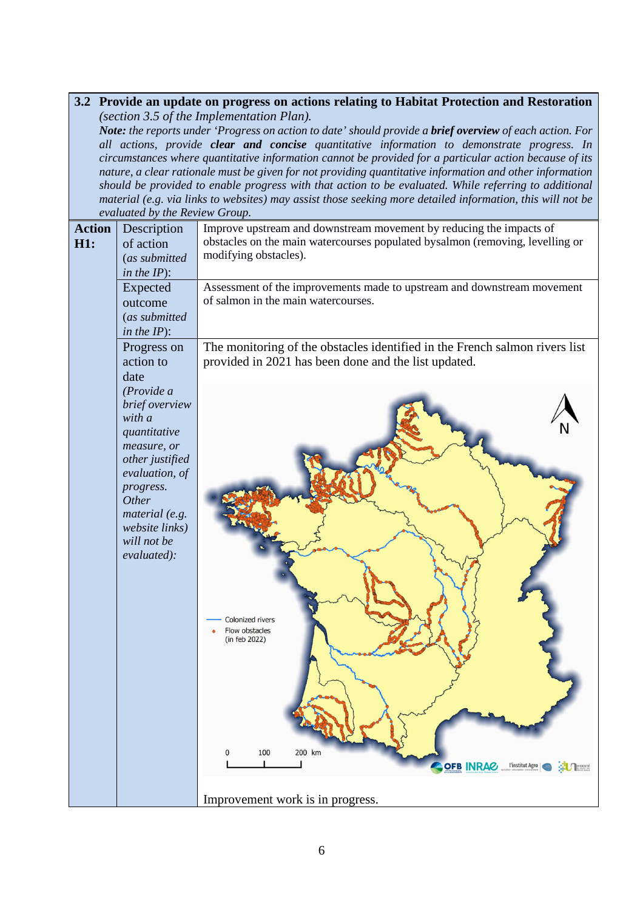**3.2 Provide an update on progress on actions relating to Habitat Protection and Restoration** *(section 3.5 of the Implementation Plan).*

***Note:*** *the reports under 'Progress on action to date' should provide a **brief overview** of each action. For all actions, provide **clear and concise** quantitative information to demonstrate progress. In circumstances where quantitative information cannot be provided for a particular action because of its nature, a clear rationale must be given for not providing quantitative information and other information should be provided to enable progress with that action to be evaluated. While referring to additional material (e.g. via links to websites) may assist those seeking more detailed information, this will not be evaluated by the Review Group.*

| **Action H1:** | | |
|---|---|---|
| | Description of action (*as submitted in the IP*): | Improve upstream and downstream movement by reducing the impacts of obstacles on the main watercourses populated bysalmon (removing, levelling or modifying obstacles). |
| | Expected outcome (*as submitted in the IP*): | Assessment of the improvements made to upstream and downstream movement of salmon in the main watercourses. |
| | Progress on action to date *(Provide a brief overview with a quantitative measure, or other justified evaluation, of progress. Other material (e.g. website links) will not be evaluated):* | The monitoring of the obstacles identified in the French salmon rivers list provided in 2021 has been done and the list updated.<br><br>Colonized rivers<br>Flow obstacles (in feb 2022)<br><br>Improvement work is in progress. |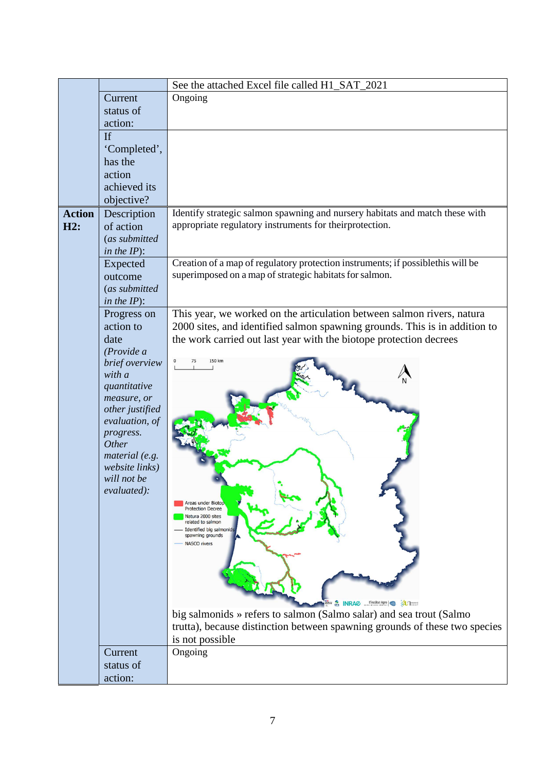| | | |
|---|---|---|
| | | See the attached Excel file called H1_SAT_2021 |
| | Current status of action: | Ongoing |
| | If 'Completed', has the action achieved its objective? | |
| **Action H2:** | Description of action (*as submitted in the IP*): | Identify strategic salmon spawning and nursery habitats and match these with appropriate regulatory instruments for theirprotection. |
| | Expected outcome (*as submitted in the IP*): | Creation of a map of regulatory protection instruments; if possiblethis will be superimposed on a map of strategic habitats for salmon. |
| | Progress on action to date *(Provide a brief overview with a quantitative measure, or other justified evaluation, of progress. Other material (e.g. website links) will not be evaluated):* | This year, we worked on the articulation between salmon rivers, natura 2000 sites, and identified salmon spawning grounds. This is in addition to the work carried out last year with the biotope protection decrees<br><br>big salmonids » refers to salmon (Salmo salar) and sea trout (Salmo trutta), because distinction between spawning grounds of these two species is not possible |
| | Current status of action: | Ongoing |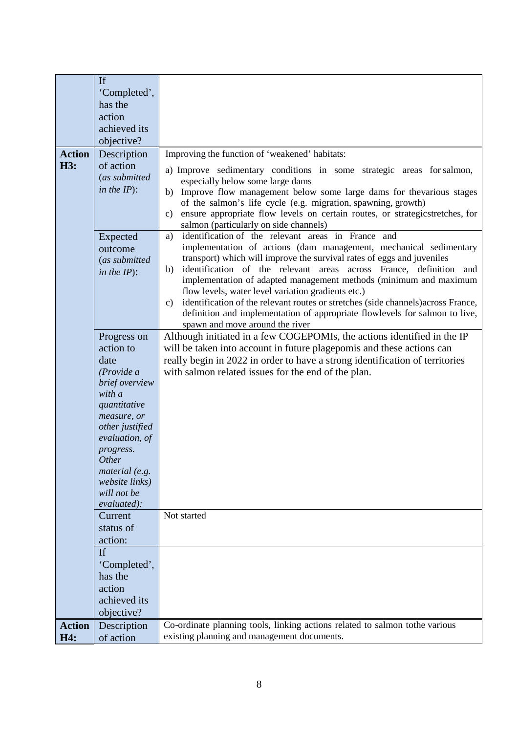| | | |
|---|---|---|
| | If 'Completed', has the action achieved its objective? | |
| **Action H3:** | Description of action (*as submitted in the IP*): | Improving the function of 'weakened' habitats:<br>a) Improve sedimentary conditions in some strategic areas for salmon, especially below some large dams<br>b) Improve flow management below some large dams for thevarious stages of the salmon's life cycle (e.g. migration, spawning, growth)<br>c) ensure appropriate flow levels on certain routes, or strategicstretches, for salmon (particularly on side channels) |
| | Expected outcome (*as submitted in the IP*): | a) identification of the relevant areas in France and implementation of actions (dam management, mechanical sedimentary transport) which will improve the survival rates of eggs and juveniles<br>b) identification of the relevant areas across France, definition and implementation of adapted management methods (minimum and maximum flow levels, water level variation gradients etc.)<br>c) identification of the relevant routes or stretches (side channels)across France, definition and implementation of appropriate flowlevels for salmon to live, spawn and move around the river |
| | Progress on action to date (*Provide a brief overview with a quantitative measure, or other justified evaluation, of progress. Other material (e.g. website links) will not be evaluated)*: | Although initiated in a few COGEPOMIs, the actions identified in the IP will be taken into account in future plagepomis and these actions can really begin in 2022 in order to have a strong identification of territories with salmon related issues for the end of the plan. |
| | Current status of action: | Not started |
| | If 'Completed', has the action achieved its objective? | |
| **Action H4:** | Description of action | Co-ordinate planning tools, linking actions related to salmon tothe various existing planning and management documents. |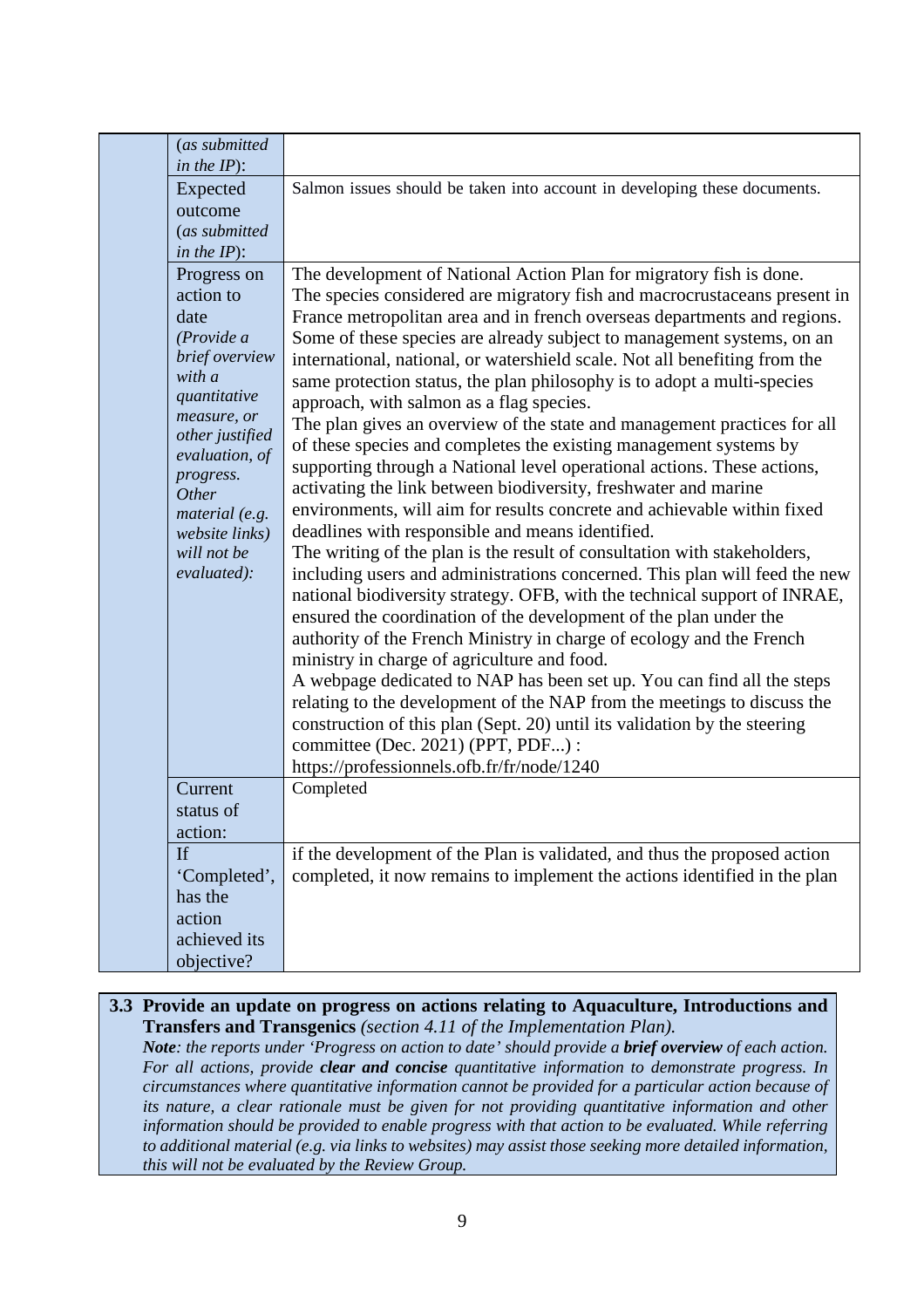| | | |
|---|---|---|
| | (*as submitted in the IP*): | |
| | Expected outcome (*as submitted in the IP*): | Salmon issues should be taken into account in developing these documents. |
| | Progress on action to date (*Provide a brief overview with a quantitative measure, or other justified evaluation, of progress. Other material (e.g. website links) will not be evaluated*): | The development of National Action Plan for migratory fish is done. The species considered are migratory fish and macrocrustaceans present in France metropolitan area and in french overseas departments and regions. Some of these species are already subject to management systems, on an international, national, or watershield scale. Not all benefiting from the same protection status, the plan philosophy is to adopt a multi-species approach, with salmon as a flag species. The plan gives an overview of the state and management practices for all of these species and completes the existing management systems by supporting through a National level operational actions. These actions, activating the link between biodiversity, freshwater and marine environments, will aim for results concrete and achievable within fixed deadlines with responsible and means identified. The writing of the plan is the result of consultation with stakeholders, including users and administrations concerned. This plan will feed the new national biodiversity strategy. OFB, with the technical support of INRAE, ensured the coordination of the development of the plan under the authority of the French Ministry in charge of ecology and the French ministry in charge of agriculture and food. A webpage dedicated to NAP has been set up. You can find all the steps relating to the development of the NAP from the meetings to discuss the construction of this plan (Sept. 20) until its validation by the steering committee (Dec. 2021) (PPT, PDF...) : https://professionnels.ofb.fr/fr/node/1240 |
| | Current status of action: | Completed |
| | If 'Completed', has the action achieved its objective? | if the development of the Plan is validated, and thus the proposed action completed, it now remains to implement the actions identified in the plan |

**3.3 Provide an update on progress on actions relating to Aquaculture, Introductions and Transfers and Transgenics** *(section 4.11 of the Implementation Plan).*

***Note**: the reports under 'Progress on action to date' should provide a **brief overview** of each action. For all actions, provide **clear and concise** quantitative information to demonstrate progress. In circumstances where quantitative information cannot be provided for a particular action because of its nature, a clear rationale must be given for not providing quantitative information and other information should be provided to enable progress with that action to be evaluated. While referring to additional material (e.g. via links to websites) may assist those seeking more detailed information, this will not be evaluated by the Review Group.*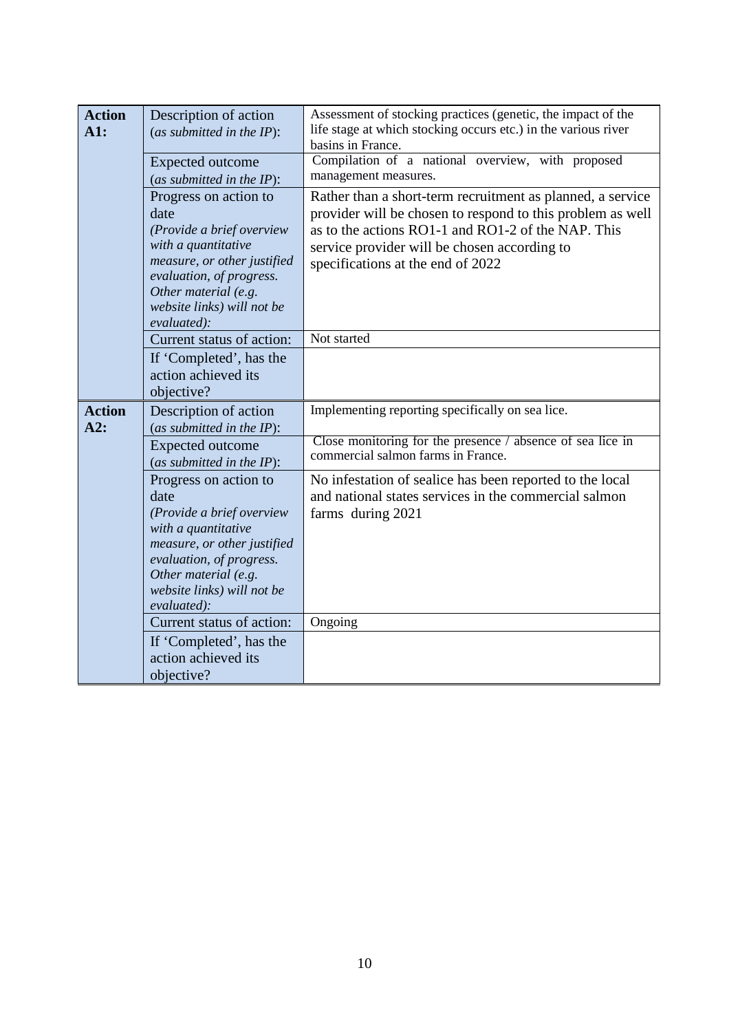| | | |
|---|---|---|
| **Action A1:** | Description of action (*as submitted in the IP*): | Assessment of stocking practices (genetic, the impact of the life stage at which stocking occurs etc.) in the various river basins in France. |
| | Expected outcome (*as submitted in the IP*): | Compilation of a national overview, with proposed management measures. |
| | Progress on action to date *(Provide a brief overview with a quantitative measure, or other justified evaluation, of progress. Other material (e.g. website links) will not be evaluated)*: | Rather than a short-term recruitment as planned, a service provider will be chosen to respond to this problem as well as to the actions RO1-1 and RO1-2 of the NAP. This service provider will be chosen according to specifications at the end of 2022 |
| | Current status of action: | Not started |
| | If 'Completed', has the action achieved its objective? | |
| **Action A2:** | Description of action (*as submitted in the IP*): | Implementing reporting specifically on sea lice. |
| | Expected outcome (*as submitted in the IP*): | Close monitoring for the presence / absence of sea lice in commercial salmon farms in France. |
| | Progress on action to date *(Provide a brief overview with a quantitative measure, or other justified evaluation, of progress. Other material (e.g. website links) will not be evaluated)*: | No infestation of sealice has been reported to the local and national states services in the commercial salmon farms during 2021 |
| | Current status of action: | Ongoing |
| | If 'Completed', has the action achieved its objective? | |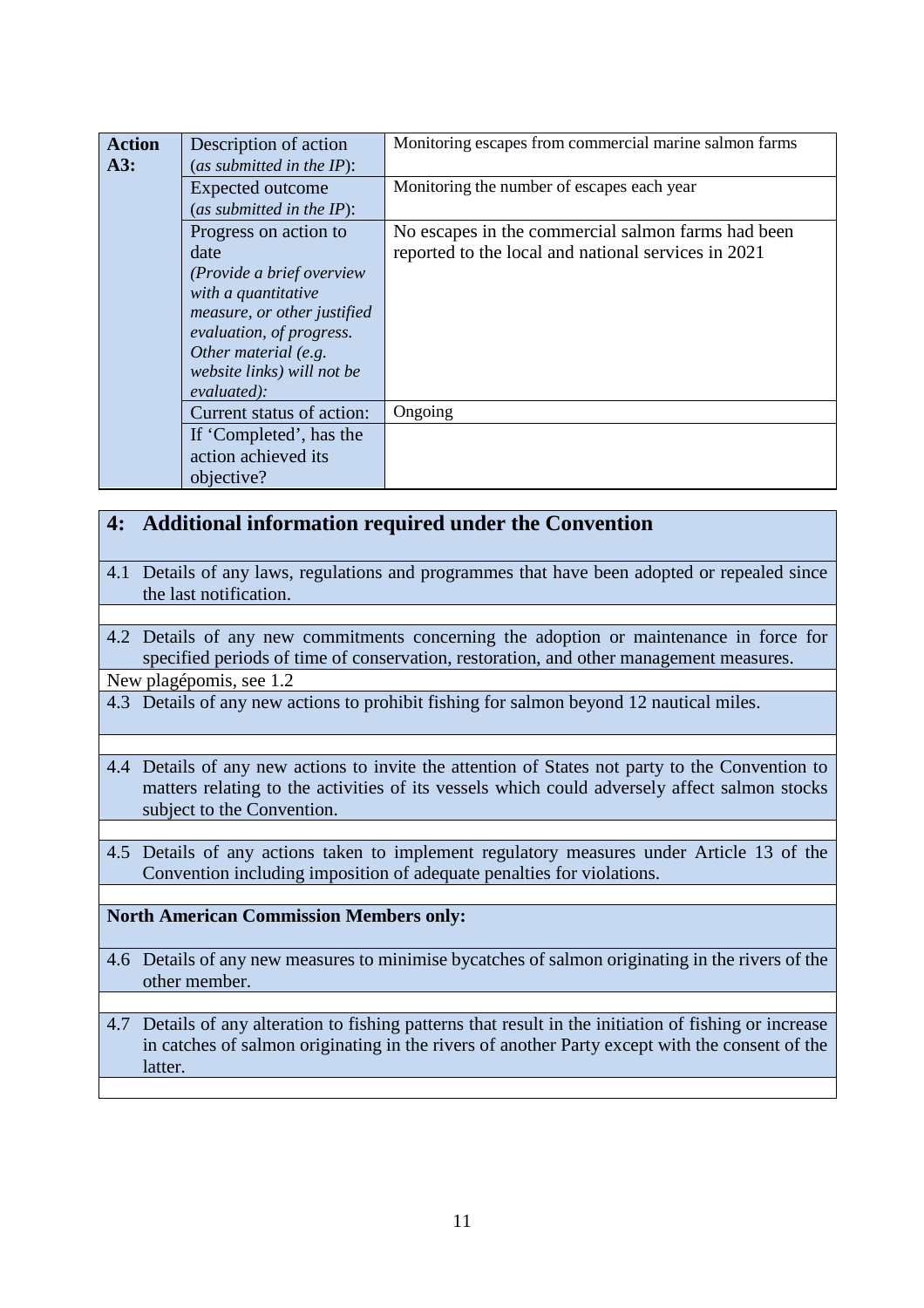| | | |
|---|---|---|
| **Action A3:** | Description of action (*as submitted in the IP*): | Monitoring escapes from commercial marine salmon farms |
| | Expected outcome (*as submitted in the IP*): | Monitoring the number of escapes each year |
| | Progress on action to date *(Provide a brief overview with a quantitative measure, or other justified evaluation, of progress. Other material (e.g. website links) will not be evaluated):* | No escapes in the commercial salmon farms had been reported to the local and national services in 2021 |
| | Current status of action: | Ongoing |
| | If 'Completed', has the action achieved its objective? | |

## 4: Additional information required under the Convention

4.1 Details of any laws, regulations and programmes that have been adopted or repealed since the last notification.

4.2 Details of any new commitments concerning the adoption or maintenance in force for specified periods of time of conservation, restoration, and other management measures.

New plagépomis, see 1.2

4.3 Details of any new actions to prohibit fishing for salmon beyond 12 nautical miles.

4.4 Details of any new actions to invite the attention of States not party to the Convention to matters relating to the activities of its vessels which could adversely affect salmon stocks subject to the Convention.

4.5 Details of any actions taken to implement regulatory measures under Article 13 of the Convention including imposition of adequate penalties for violations.

**North American Commission Members only:**

4.6 Details of any new measures to minimise bycatches of salmon originating in the rivers of the other member.

4.7 Details of any alteration to fishing patterns that result in the initiation of fishing or increase in catches of salmon originating in the rivers of another Party except with the consent of the latter.